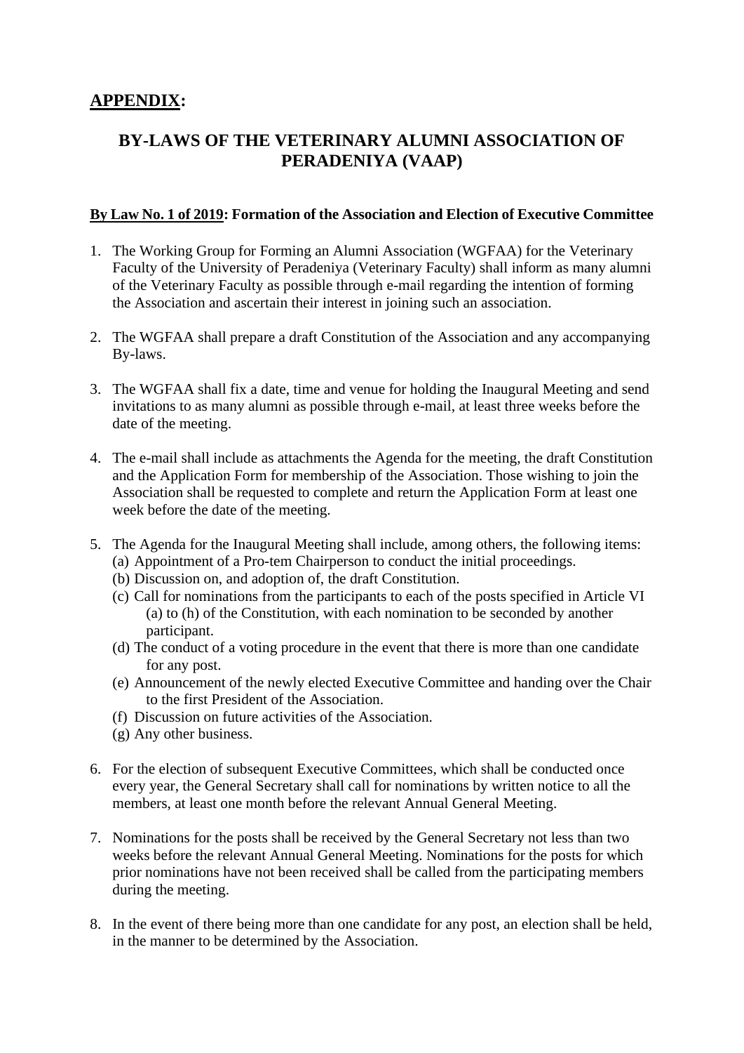## **APPENDIX:**

# BY-LAWS OF THE VETERINARY ALUMNI ASSOCIATION OF PERADENIYA (VAAP)

**By Law No. 1 of 2019: Formation of the Association and Election of Executive Committee**

1. The Working Group for Forming an Alumni Association (WGFAA) for the Veterinary Faculty of the University of Peradeniya (Veterinary Faculty) shall inform as many alumni of the Veterinary Faculty as possible through e-mail regarding the intention of forming the Association and ascertain their interest in joining such an association.

2. The WGFAA shall prepare a draft Constitution of the Association and any accompanying By-laws.

3. The WGFAA shall fix a date, time and venue for holding the Inaugural Meeting and send invitations to as many alumni as possible through e-mail, at least three weeks before the date of the meeting.

4. The e-mail shall include as attachments the Agenda for the meeting, the draft Constitution and the Application Form for membership of the Association. Those wishing to join the Association shall be requested to complete and return the Application Form at least one week before the date of the meeting.

5. The Agenda for the Inaugural Meeting shall include, among others, the following items:
   - (a) Appointment of a Pro-tem Chairperson to conduct the initial proceedings.
   - (b) Discussion on, and adoption of, the draft Constitution.
   - (c) Call for nominations from the participants to each of the posts specified in Article VI (a) to (h) of the Constitution, with each nomination to be seconded by another participant.
   - (d) The conduct of a voting procedure in the event that there is more than one candidate for any post.
   - (e) Announcement of the newly elected Executive Committee and handing over the Chair to the first President of the Association.
   - (f) Discussion on future activities of the Association.
   - (g) Any other business.

6. For the election of subsequent Executive Committees, which shall be conducted once every year, the General Secretary shall call for nominations by written notice to all the members, at least one month before the relevant Annual General Meeting.

7. Nominations for the posts shall be received by the General Secretary not less than two weeks before the relevant Annual General Meeting. Nominations for the posts for which prior nominations have not been received shall be called from the participating members during the meeting.

8. In the event of there being more than one candidate for any post, an election shall be held, in the manner to be determined by the Association.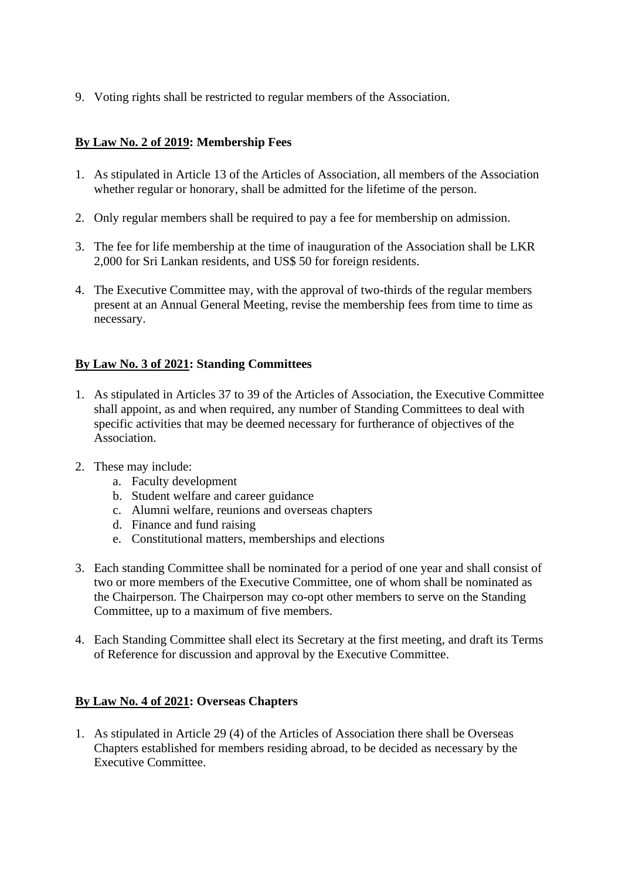9. Voting rights shall be restricted to regular members of the Association.

**<u>By Law No. 2 of 2019</u>: Membership Fees**

1. As stipulated in Article 13 of the Articles of Association, all members of the Association whether regular or honorary, shall be admitted for the lifetime of the person.

2. Only regular members shall be required to pay a fee for membership on admission.

3. The fee for life membership at the time of inauguration of the Association shall be LKR 2,000 for Sri Lankan residents, and US$ 50 for foreign residents.

4. The Executive Committee may, with the approval of two-thirds of the regular members present at an Annual General Meeting, revise the membership fees from time to time as necessary.

**<u>By Law No. 3 of 2021</u>: Standing Committees**

1. As stipulated in Articles 37 to 39 of the Articles of Association, the Executive Committee shall appoint, as and when required, any number of Standing Committees to deal with specific activities that may be deemed necessary for furtherance of objectives of the Association.

2. These may include:
   a. Faculty development
   b. Student welfare and career guidance
   c. Alumni welfare, reunions and overseas chapters
   d. Finance and fund raising
   e. Constitutional matters, memberships and elections

3. Each standing Committee shall be nominated for a period of one year and shall consist of two or more members of the Executive Committee, one of whom shall be nominated as the Chairperson. The Chairperson may co-opt other members to serve on the Standing Committee, up to a maximum of five members.

4. Each Standing Committee shall elect its Secretary at the first meeting, and draft its Terms of Reference for discussion and approval by the Executive Committee.

**<u>By Law No. 4 of 2021</u>: Overseas Chapters**

1. As stipulated in Article 29 (4) of the Articles of Association there shall be Overseas Chapters established for members residing abroad, to be decided as necessary by the Executive Committee.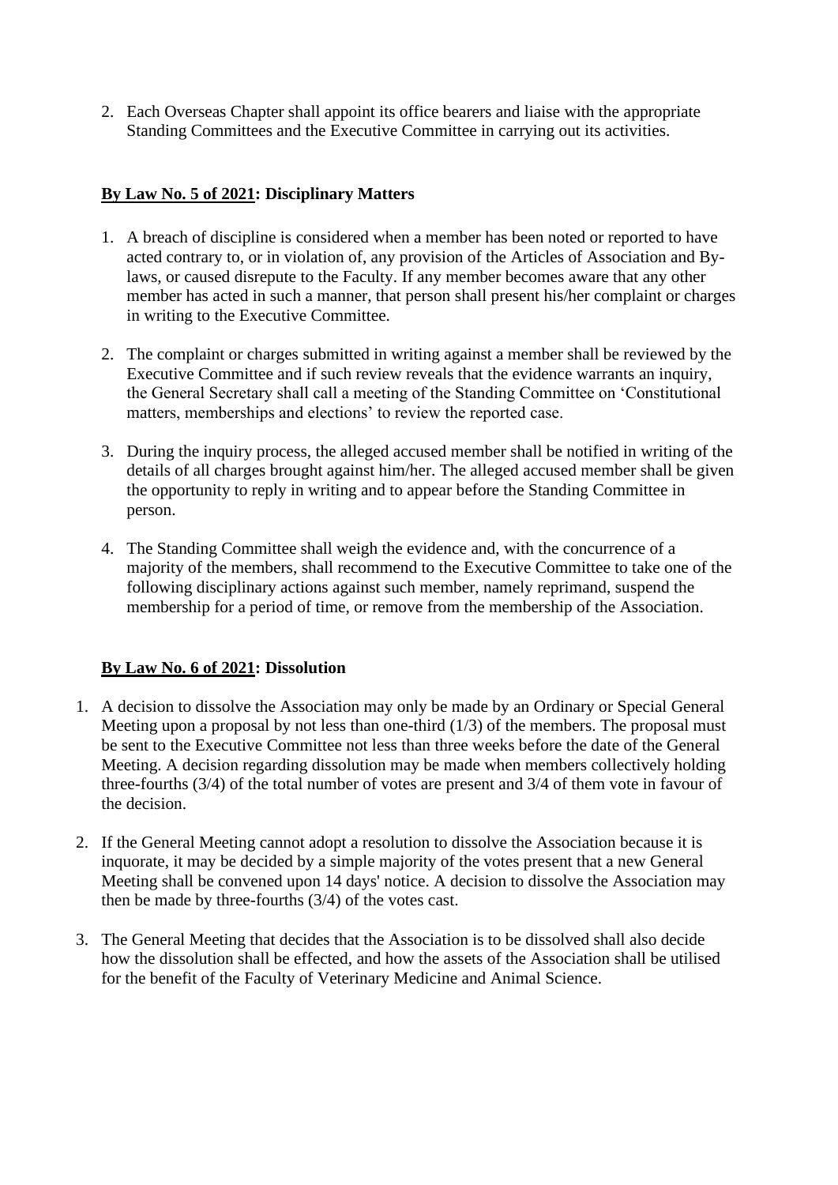2. Each Overseas Chapter shall appoint its office bearers and liaise with the appropriate Standing Committees and the Executive Committee in carrying out its activities.

## **By Law No. 5 of 2021: Disciplinary Matters**

1. A breach of discipline is considered when a member has been noted or reported to have acted contrary to, or in violation of, any provision of the Articles of Association and By-laws, or caused disrepute to the Faculty. If any member becomes aware that any other member has acted in such a manner, that person shall present his/her complaint or charges in writing to the Executive Committee.

2. The complaint or charges submitted in writing against a member shall be reviewed by the Executive Committee and if such review reveals that the evidence warrants an inquiry, the General Secretary shall call a meeting of the Standing Committee on 'Constitutional matters, memberships and elections' to review the reported case.

3. During the inquiry process, the alleged accused member shall be notified in writing of the details of all charges brought against him/her. The alleged accused member shall be given the opportunity to reply in writing and to appear before the Standing Committee in person.

4. The Standing Committee shall weigh the evidence and, with the concurrence of a majority of the members, shall recommend to the Executive Committee to take one of the following disciplinary actions against such member, namely reprimand, suspend the membership for a period of time, or remove from the membership of the Association.

## **By Law No. 6 of 2021: Dissolution**

1. A decision to dissolve the Association may only be made by an Ordinary or Special General Meeting upon a proposal by not less than one-third (1/3) of the members. The proposal must be sent to the Executive Committee not less than three weeks before the date of the General Meeting. A decision regarding dissolution may be made when members collectively holding three-fourths (3/4) of the total number of votes are present and 3/4 of them vote in favour of the decision.

2. If the General Meeting cannot adopt a resolution to dissolve the Association because it is inquorate, it may be decided by a simple majority of the votes present that a new General Meeting shall be convened upon 14 days' notice. A decision to dissolve the Association may then be made by three-fourths (3/4) of the votes cast.

3. The General Meeting that decides that the Association is to be dissolved shall also decide how the dissolution shall be effected, and how the assets of the Association shall be utilised for the benefit of the Faculty of Veterinary Medicine and Animal Science.